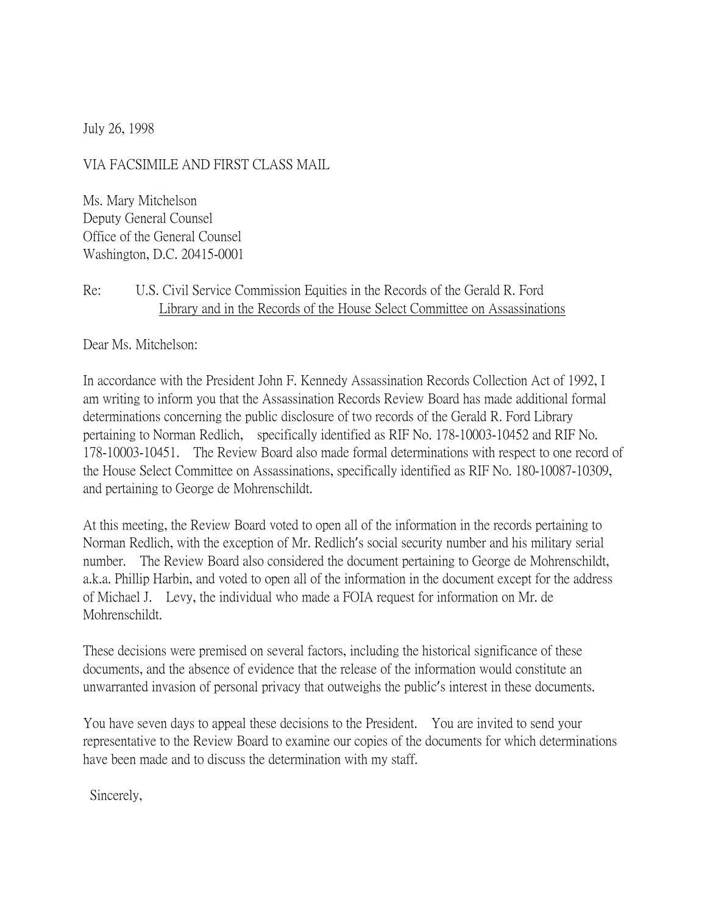July 26, 1998

VIA FACSIMILE AND FIRST CLASS MAIL

Ms. Mary Mitchelson
Deputy General Counsel
Office of the General Counsel
Washington, D.C. 20415-0001

Re: U.S. Civil Service Commission Equities in the Records of the Gerald R. Ford Library and in the Records of the House Select Committee on Assassinations

Dear Ms. Mitchelson:

In accordance with the President John F. Kennedy Assassination Records Collection Act of 1992, I am writing to inform you that the Assassination Records Review Board has made additional formal determinations concerning the public disclosure of two records of the Gerald R. Ford Library pertaining to Norman Redlich, specifically identified as RIF No. 178-10003-10452 and RIF No. 178-10003-10451. The Review Board also made formal determinations with respect to one record of the House Select Committee on Assassinations, specifically identified as RIF No. 180-10087-10309, and pertaining to George de Mohrenschildt.

At this meeting, the Review Board voted to open all of the information in the records pertaining to Norman Redlich, with the exception of Mr. Redlich's social security number and his military serial number. The Review Board also considered the document pertaining to George de Mohrenschildt, a.k.a. Phillip Harbin, and voted to open all of the information in the document except for the address of Michael J. Levy, the individual who made a FOIA request for information on Mr. de Mohrenschildt.

These decisions were premised on several factors, including the historical significance of these documents, and the absence of evidence that the release of the information would constitute an unwarranted invasion of personal privacy that outweighs the public's interest in these documents.

You have seven days to appeal these decisions to the President. You are invited to send your representative to the Review Board to examine our copies of the documents for which determinations have been made and to discuss the determination with my staff.

Sincerely,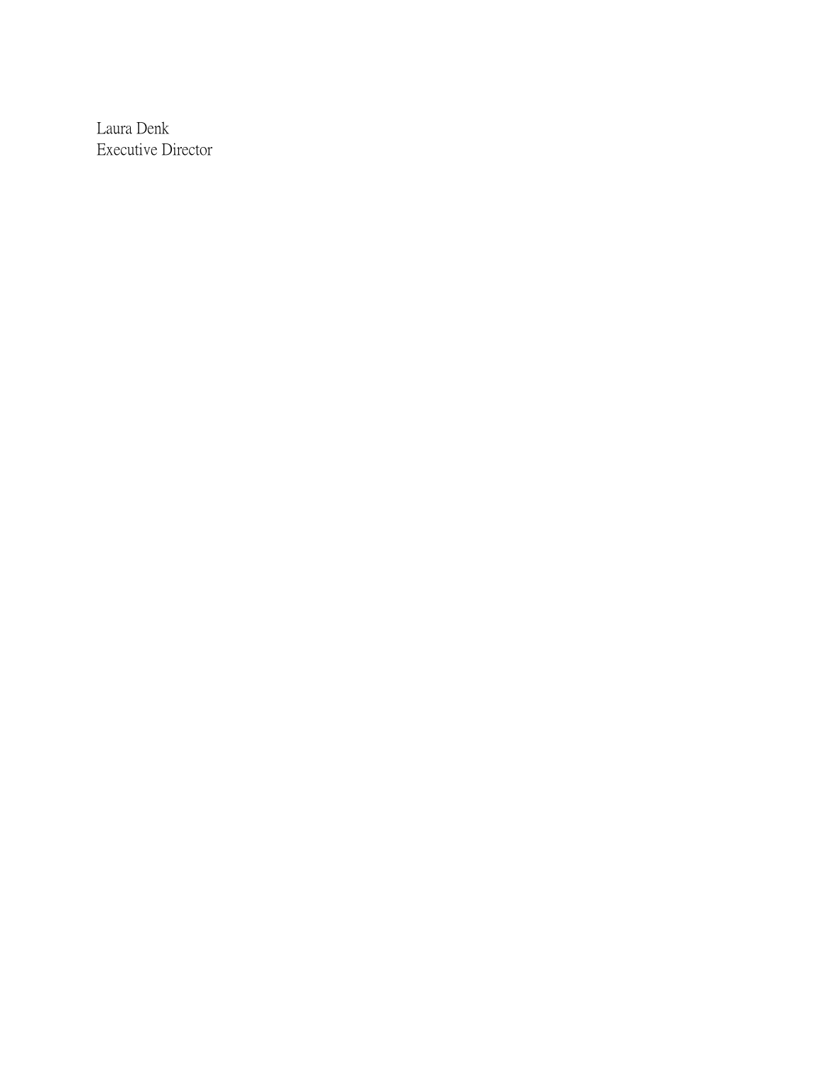Laura Denk
Executive Director